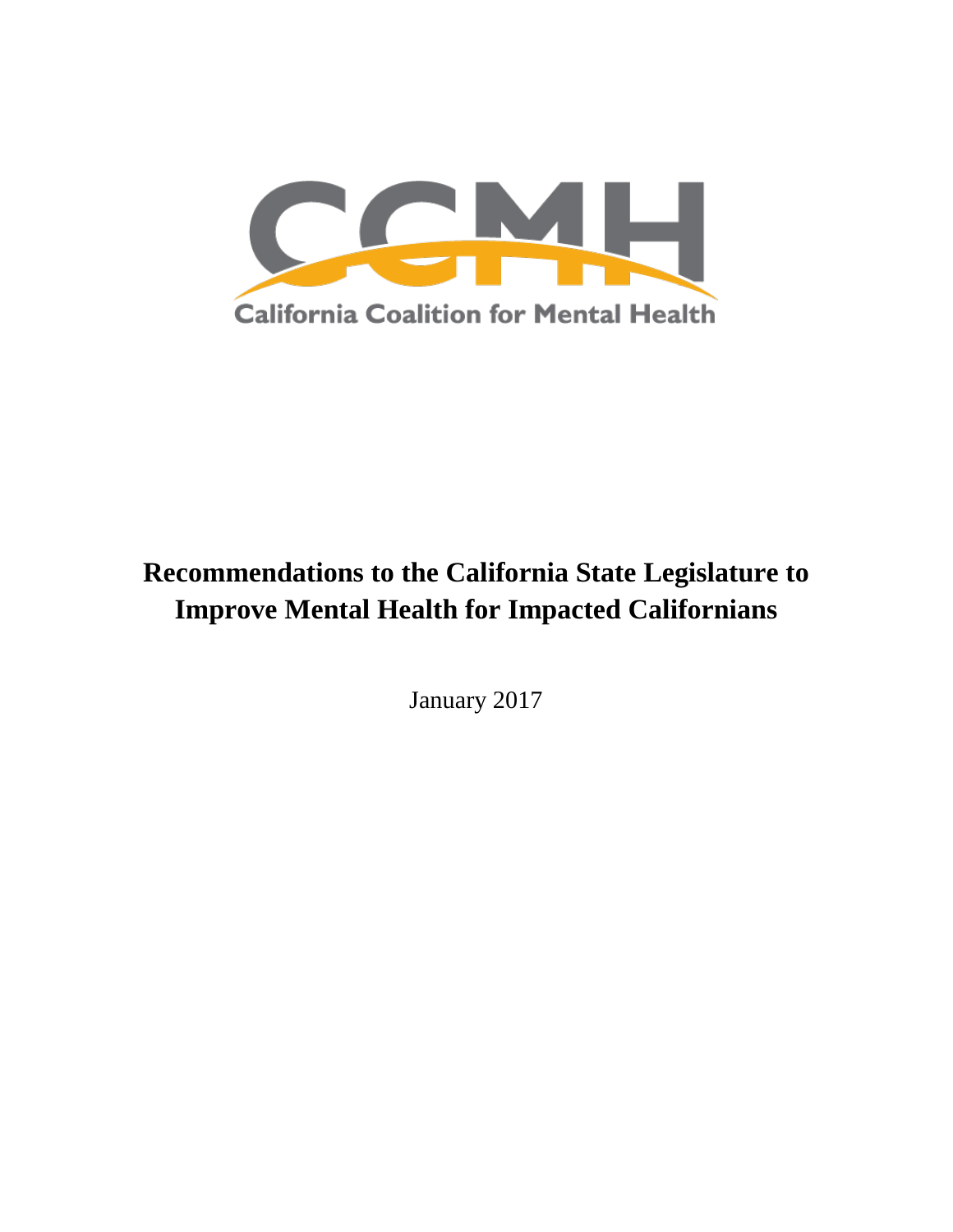CCMH

California Coalition for Mental Health

# Recommendations to the California State Legislature to Improve Mental Health for Impacted Californians

January 2017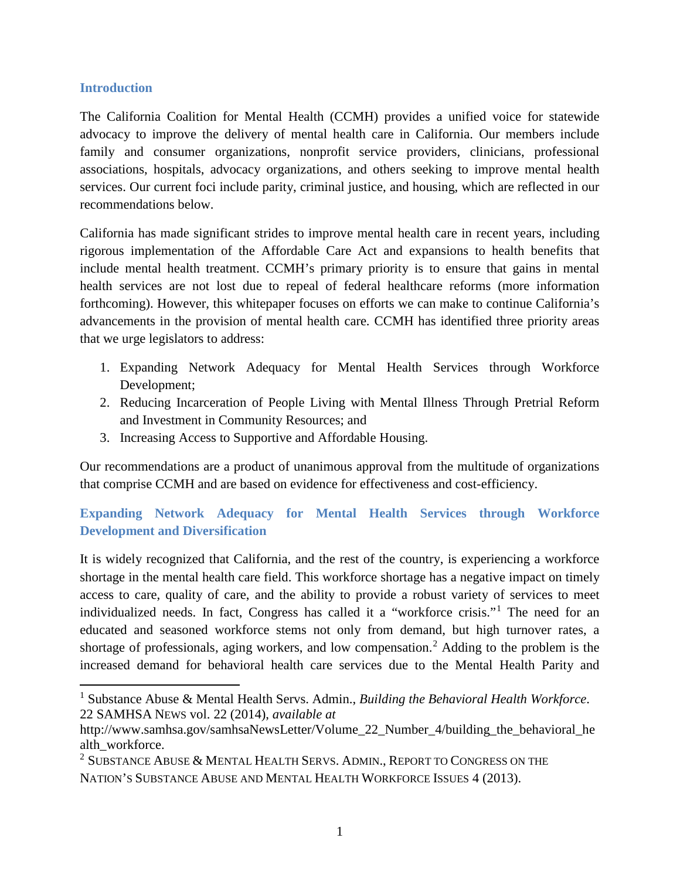## Introduction

The California Coalition for Mental Health (CCMH) provides a unified voice for statewide advocacy to improve the delivery of mental health care in California. Our members include family and consumer organizations, nonprofit service providers, clinicians, professional associations, hospitals, advocacy organizations, and others seeking to improve mental health services. Our current foci include parity, criminal justice, and housing, which are reflected in our recommendations below.

California has made significant strides to improve mental health care in recent years, including rigorous implementation of the Affordable Care Act and expansions to health benefits that include mental health treatment. CCMH's primary priority is to ensure that gains in mental health services are not lost due to repeal of federal healthcare reforms (more information forthcoming). However, this whitepaper focuses on efforts we can make to continue California's advancements in the provision of mental health care. CCMH has identified three priority areas that we urge legislators to address:

1. Expanding Network Adequacy for Mental Health Services through Workforce Development;
2. Reducing Incarceration of People Living with Mental Illness Through Pretrial Reform and Investment in Community Resources; and
3. Increasing Access to Supportive and Affordable Housing.

Our recommendations are a product of unanimous approval from the multitude of organizations that comprise CCMH and are based on evidence for effectiveness and cost-efficiency.

## Expanding Network Adequacy for Mental Health Services through Workforce Development and Diversification

It is widely recognized that California, and the rest of the country, is experiencing a workforce shortage in the mental health care field. This workforce shortage has a negative impact on timely access to care, quality of care, and the ability to provide a robust variety of services to meet individualized needs. In fact, Congress has called it a "workforce crisis."[1] The need for an educated and seasoned workforce stems not only from demand, but high turnover rates, a shortage of professionals, aging workers, and low compensation.[2] Adding to the problem is the increased demand for behavioral health care services due to the Mental Health Parity and

---

[1] Substance Abuse & Mental Health Servs. Admin., *Building the Behavioral Health Workforce*. 22 SAMHSA NEWS vol. 22 (2014), *available at* http://www.samhsa.gov/samhsaNewsLetter/Volume_22_Number_4/building_the_behavioral_health_workforce.

[2] SUBSTANCE ABUSE & MENTAL HEALTH SERVS. ADMIN., REPORT TO CONGRESS ON THE NATION'S SUBSTANCE ABUSE AND MENTAL HEALTH WORKFORCE ISSUES 4 (2013).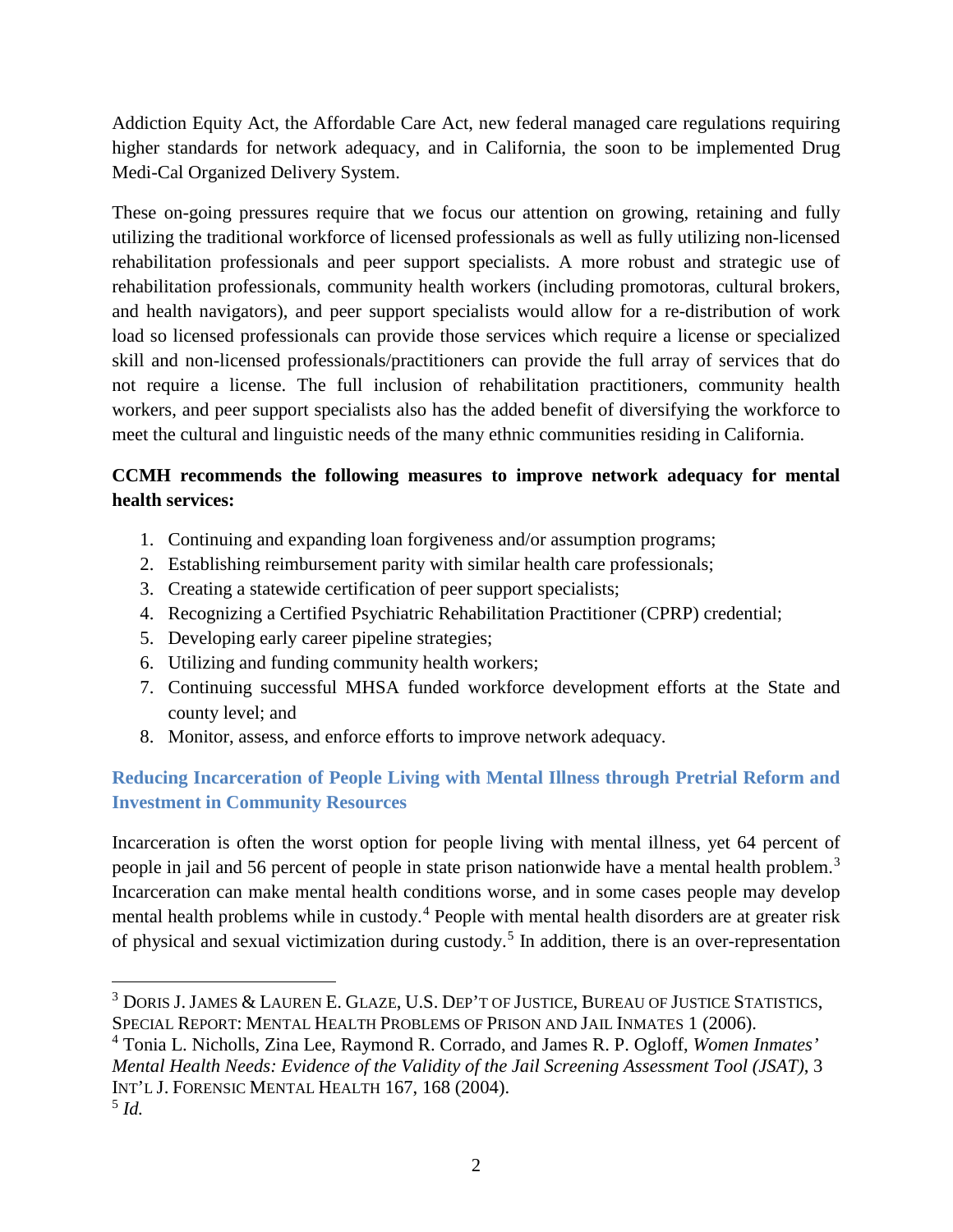Addiction Equity Act, the Affordable Care Act, new federal managed care regulations requiring higher standards for network adequacy, and in California, the soon to be implemented Drug Medi-Cal Organized Delivery System.

These on-going pressures require that we focus our attention on growing, retaining and fully utilizing the traditional workforce of licensed professionals as well as fully utilizing non-licensed rehabilitation professionals and peer support specialists. A more robust and strategic use of rehabilitation professionals, community health workers (including promotoras, cultural brokers, and health navigators), and peer support specialists would allow for a re-distribution of work load so licensed professionals can provide those services which require a license or specialized skill and non-licensed professionals/practitioners can provide the full array of services that do not require a license. The full inclusion of rehabilitation practitioners, community health workers, and peer support specialists also has the added benefit of diversifying the workforce to meet the cultural and linguistic needs of the many ethnic communities residing in California.

**CCMH recommends the following measures to improve network adequacy for mental health services:**

1. Continuing and expanding loan forgiveness and/or assumption programs;
2. Establishing reimbursement parity with similar health care professionals;
3. Creating a statewide certification of peer support specialists;
4. Recognizing a Certified Psychiatric Rehabilitation Practitioner (CPRP) credential;
5. Developing early career pipeline strategies;
6. Utilizing and funding community health workers;
7. Continuing successful MHSA funded workforce development efforts at the State and county level; and
8. Monitor, assess, and enforce efforts to improve network adequacy.

## Reducing Incarceration of People Living with Mental Illness through Pretrial Reform and Investment in Community Resources

Incarceration is often the worst option for people living with mental illness, yet 64 percent of people in jail and 56 percent of people in state prison nationwide have a mental health problem.[3] Incarceration can make mental health conditions worse, and in some cases people may develop mental health problems while in custody.[4] People with mental health disorders are at greater risk of physical and sexual victimization during custody.[5] In addition, there is an over-representation

---

[3] DORIS J. JAMES & LAUREN E. GLAZE, U.S. DEP'T OF JUSTICE, BUREAU OF JUSTICE STATISTICS, SPECIAL REPORT: MENTAL HEALTH PROBLEMS OF PRISON AND JAIL INMATES 1 (2006).

[4] Tonia L. Nicholls, Zina Lee, Raymond R. Corrado, and James R. P. Ogloff, *Women Inmates' Mental Health Needs: Evidence of the Validity of the Jail Screening Assessment Tool (JSAT)*, 3 INT'L J. FORENSIC MENTAL HEALTH 167, 168 (2004).

[5] *Id.*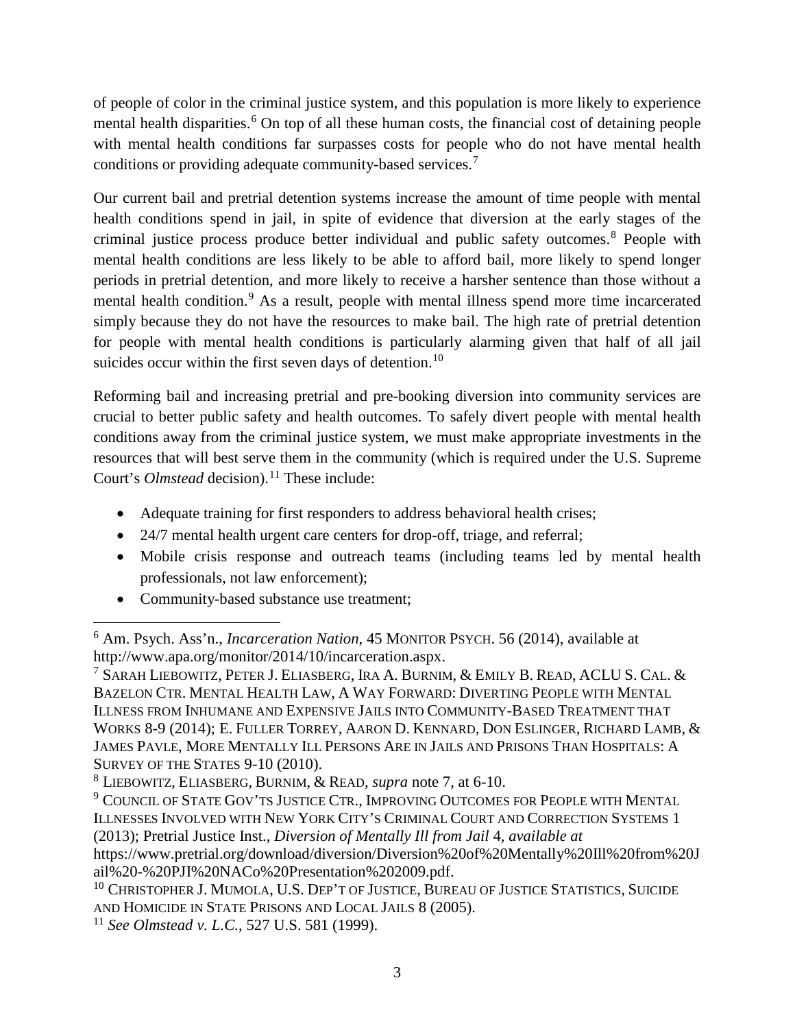of people of color in the criminal justice system, and this population is more likely to experience mental health disparities.[6] On top of all these human costs, the financial cost of detaining people with mental health conditions far surpasses costs for people who do not have mental health conditions or providing adequate community-based services.[7]

Our current bail and pretrial detention systems increase the amount of time people with mental health conditions spend in jail, in spite of evidence that diversion at the early stages of the criminal justice process produce better individual and public safety outcomes.[8] People with mental health conditions are less likely to be able to afford bail, more likely to spend longer periods in pretrial detention, and more likely to receive a harsher sentence than those without a mental health condition.[9] As a result, people with mental illness spend more time incarcerated simply because they do not have the resources to make bail. The high rate of pretrial detention for people with mental health conditions is particularly alarming given that half of all jail suicides occur within the first seven days of detention.[10]

Reforming bail and increasing pretrial and pre-booking diversion into community services are crucial to better public safety and health outcomes. To safely divert people with mental health conditions away from the criminal justice system, we must make appropriate investments in the resources that will best serve them in the community (which is required under the U.S. Supreme Court's *Olmstead* decision).[11] These include:

- Adequate training for first responders to address behavioral health crises;
- 24/7 mental health urgent care centers for drop-off, triage, and referral;
- Mobile crisis response and outreach teams (including teams led by mental health professionals, not law enforcement);
- Community-based substance use treatment;

---

[6] Am. Psych. Ass'n., *Incarceration Nation*, 45 MONITOR PSYCH. 56 (2014), available at http://www.apa.org/monitor/2014/10/incarceration.aspx.

[7] SARAH LIEBOWITZ, PETER J. ELIASBERG, IRA A. BURNIM, & EMILY B. READ, ACLU S. CAL. & BAZELON CTR. MENTAL HEALTH LAW, A WAY FORWARD: DIVERTING PEOPLE WITH MENTAL ILLNESS FROM INHUMANE AND EXPENSIVE JAILS INTO COMMUNITY-BASED TREATMENT THAT WORKS 8-9 (2014); E. FULLER TORREY, AARON D. KENNARD, DON ESLINGER, RICHARD LAMB, & JAMES PAVLE, MORE MENTALLY ILL PERSONS ARE IN JAILS AND PRISONS THAN HOSPITALS: A SURVEY OF THE STATES 9-10 (2010).

[8] LIEBOWITZ, ELIASBERG, BURNIM, & READ, *supra* note 7, at 6-10.

[9] COUNCIL OF STATE GOV'TS JUSTICE CTR., IMPROVING OUTCOMES FOR PEOPLE WITH MENTAL ILLNESSES INVOLVED WITH NEW YORK CITY'S CRIMINAL COURT AND CORRECTION SYSTEMS 1 (2013); Pretrial Justice Inst., *Diversion of Mentally Ill from Jail* 4, *available at* https://www.pretrial.org/download/diversion/Diversion%20of%20Mentally%20Ill%20from%20Jail%20-%20PJI%20NACo%20Presentation%202009.pdf.

[10] CHRISTOPHER J. MUMOLA, U.S. DEP'T OF JUSTICE, BUREAU OF JUSTICE STATISTICS, SUICIDE AND HOMICIDE IN STATE PRISONS AND LOCAL JAILS 8 (2005).

[11] *See Olmstead v. L.C.*, 527 U.S. 581 (1999).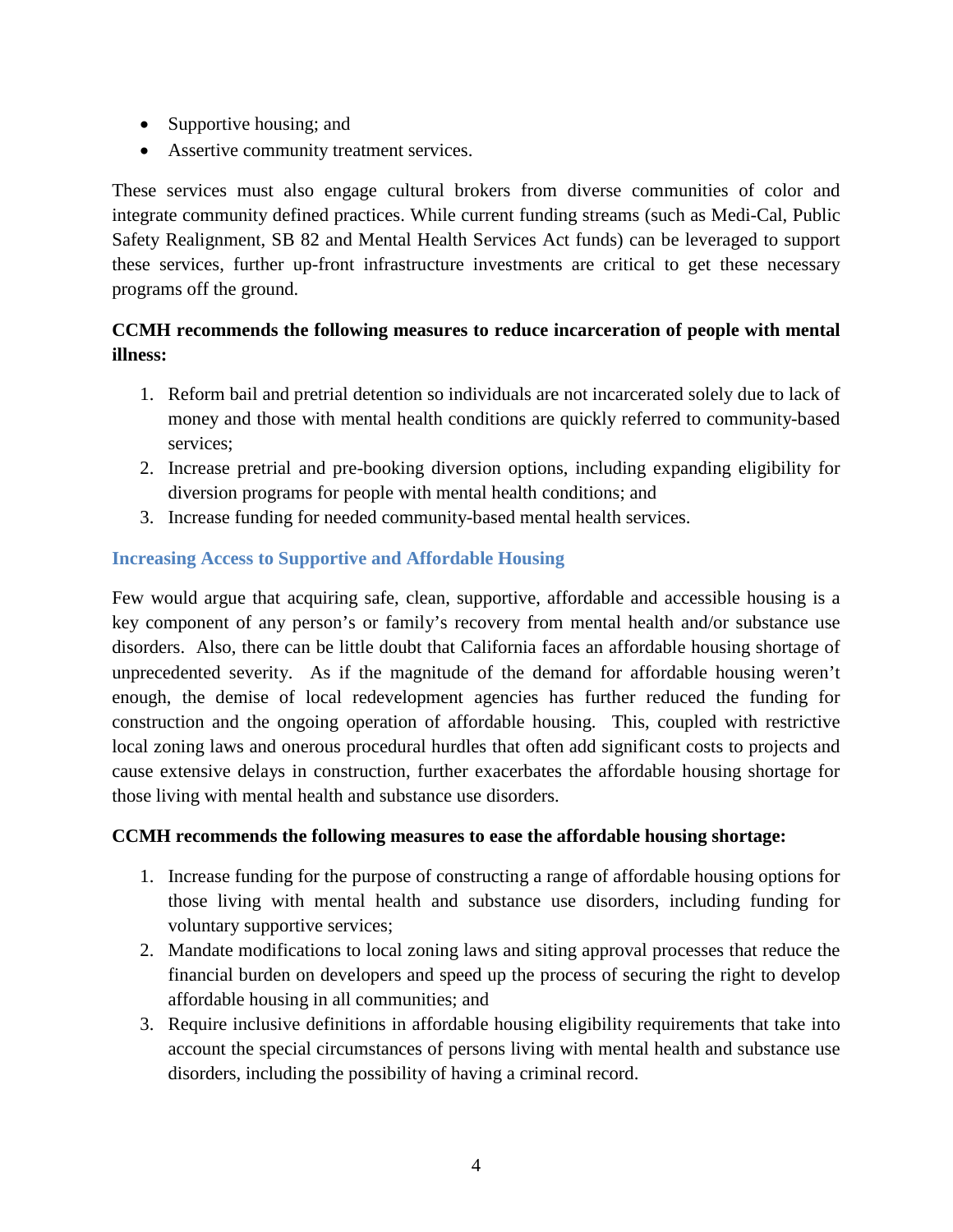- Supportive housing; and
- Assertive community treatment services.

These services must also engage cultural brokers from diverse communities of color and integrate community defined practices. While current funding streams (such as Medi-Cal, Public Safety Realignment, SB 82 and Mental Health Services Act funds) can be leveraged to support these services, further up-front infrastructure investments are critical to get these necessary programs off the ground.

**CCMH recommends the following measures to reduce incarceration of people with mental illness:**

1. Reform bail and pretrial detention so individuals are not incarcerated solely due to lack of money and those with mental health conditions are quickly referred to community-based services;
2. Increase pretrial and pre-booking diversion options, including expanding eligibility for diversion programs for people with mental health conditions; and
3. Increase funding for needed community-based mental health services.

### Increasing Access to Supportive and Affordable Housing

Few would argue that acquiring safe, clean, supportive, affordable and accessible housing is a key component of any person's or family's recovery from mental health and/or substance use disorders. Also, there can be little doubt that California faces an affordable housing shortage of unprecedented severity. As if the magnitude of the demand for affordable housing weren't enough, the demise of local redevelopment agencies has further reduced the funding for construction and the ongoing operation of affordable housing. This, coupled with restrictive local zoning laws and onerous procedural hurdles that often add significant costs to projects and cause extensive delays in construction, further exacerbates the affordable housing shortage for those living with mental health and substance use disorders.

**CCMH recommends the following measures to ease the affordable housing shortage:**

1. Increase funding for the purpose of constructing a range of affordable housing options for those living with mental health and substance use disorders, including funding for voluntary supportive services;
2. Mandate modifications to local zoning laws and siting approval processes that reduce the financial burden on developers and speed up the process of securing the right to develop affordable housing in all communities; and
3. Require inclusive definitions in affordable housing eligibility requirements that take into account the special circumstances of persons living with mental health and substance use disorders, including the possibility of having a criminal record.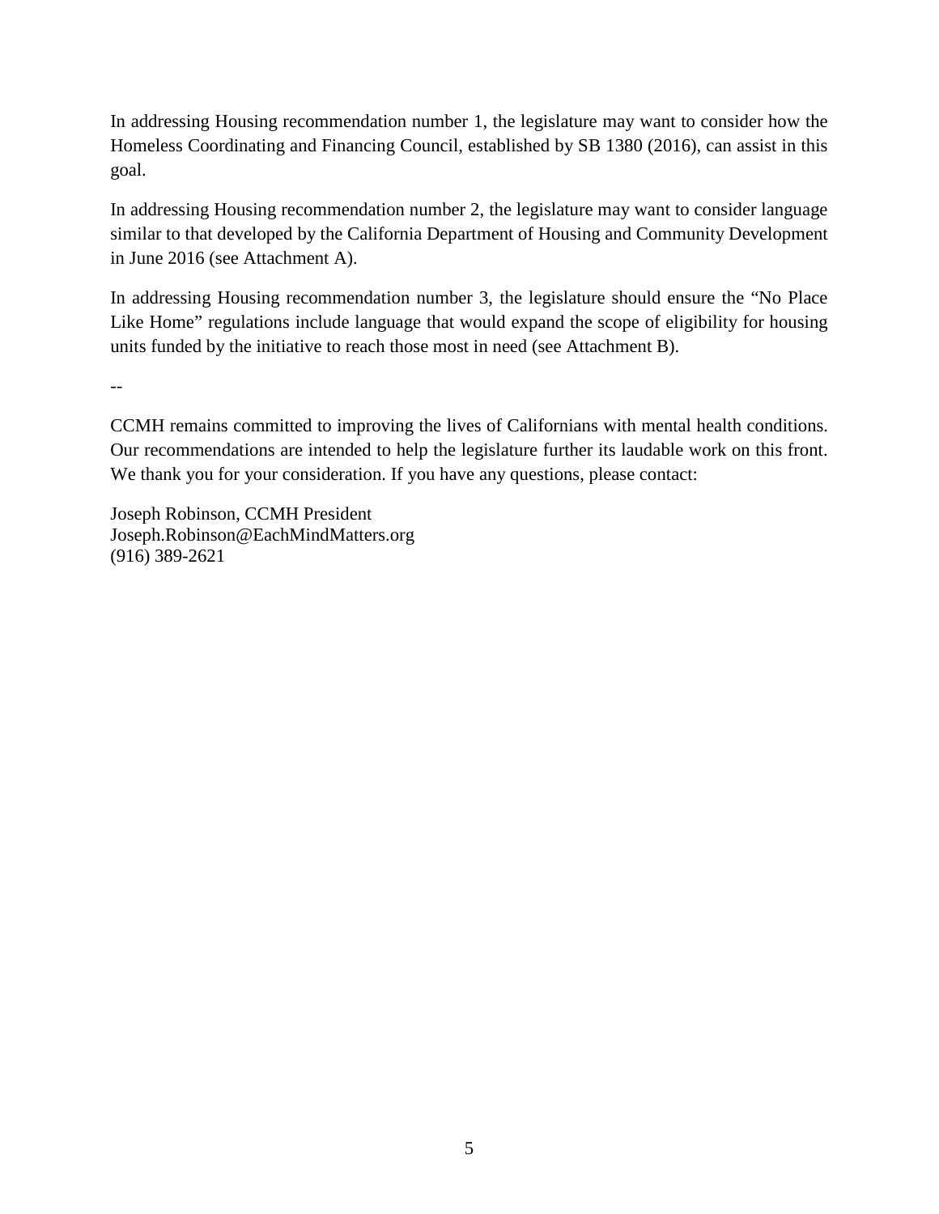In addressing Housing recommendation number 1, the legislature may want to consider how the Homeless Coordinating and Financing Council, established by SB 1380 (2016), can assist in this goal.

In addressing Housing recommendation number 2, the legislature may want to consider language similar to that developed by the California Department of Housing and Community Development in June 2016 (see Attachment A).

In addressing Housing recommendation number 3, the legislature should ensure the "No Place Like Home" regulations include language that would expand the scope of eligibility for housing units funded by the initiative to reach those most in need (see Attachment B).

--

CCMH remains committed to improving the lives of Californians with mental health conditions. Our recommendations are intended to help the legislature further its laudable work on this front. We thank you for your consideration. If you have any questions, please contact:

Joseph Robinson, CCMH President
Joseph.Robinson@EachMindMatters.org
(916) 389-2621